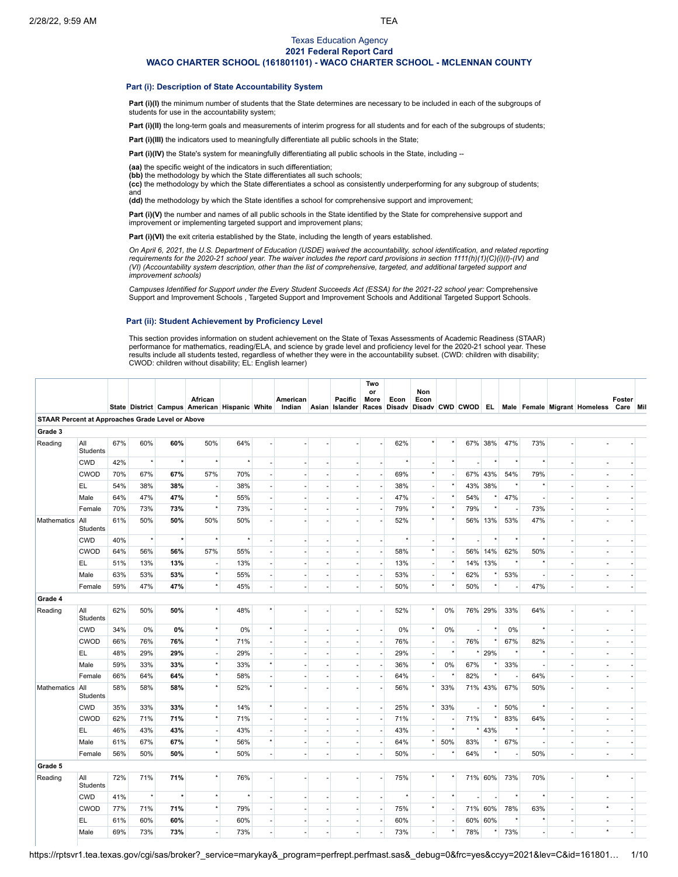Texas Education Agency
**2021 Federal Report Card**
**WACO CHARTER SCHOOL (161801101) - WACO CHARTER SCHOOL - MCLENNAN COUNTY**

## Part (i): Description of State Accountability System

**Part (i)(I)** the minimum number of students that the State determines are necessary to be included in each of the subgroups of students for use in the accountability system;

**Part (i)(II)** the long-term goals and measurements of interim progress for all students and for each of the subgroups of students;

**Part (i)(III)** the indicators used to meaningfully differentiate all public schools in the State;

**Part (i)(IV)** the State's system for meaningfully differentiating all public schools in the State, including --

**(aa)** the specific weight of the indicators in such differentiation;
**(bb)** the methodology by which the State differentiates all such schools;
**(cc)** the methodology by which the State differentiates a school as consistently underperforming for any subgroup of students; and
**(dd)** the methodology by which the State identifies a school for comprehensive support and improvement;

**Part (i)(V)** the number and names of all public schools in the State identified by the State for comprehensive support and improvement or implementing targeted support and improvement plans;

**Part (i)(VI)** the exit criteria established by the State, including the length of years established.

*On April 6, 2021, the U.S. Department of Education (USDE) waived the accountability, school identification, and related reporting requirements for the 2020-21 school year. The waiver includes the report card provisions in section 1111(h)(1)(C)(i)(I)-(IV) and (VI) (Accountability system description, other than the list of comprehensive, targeted, and additional targeted support and improvement schools)*

*Campuses Identified for Support under the Every Student Succeeds Act (ESSA) for the 2021-22 school year:* Comprehensive Support and Improvement Schools , Targeted Support and Improvement Schools and Additional Targeted Support Schools.

## Part (ii): Student Achievement by Proficiency Level

This section provides information on student achievement on the State of Texas Assessments of Academic Readiness (STAAR) performance for mathematics, reading/ELA, and science by grade level and proficiency level for the 2020-21 school year. These results include all students tested, regardless of whether they were in the accountability subset. (CWD: children with disability; CWOD: children without disability; EL: English learner)

| | | State | District | Campus | African American | Hispanic | White | American Indian | Asian | Pacific Islander | Two or More Races | Econ Disadv | Non Econ Disadv | CWD | CWOD | EL | Male | Female | Migrant | Homeless | Foster Care | Mil |
|---|---|---|---|---|---|---|---|---|---|---|---|---|---|---|---|---|---|---|---|---|---|---|
| **STAAR Percent at Approaches Grade Level or Above** | | | | | | | | | | | | | | | | | | | | | | |
| **Grade 3** | | | | | | | | | | | | | | | | | | | | | | |
| Reading | All Students | 67% | 60% | **60%** | 50% | 64% | - | - | - | - | - | 62% | * | * | 67% | 38% | 47% | 73% | - | - | - | |
| | CWD | 42% | * | * | * | * | - | - | - | - | - | * | - | * | - | * | * | * | - | - | - | |
| | CWOD | 70% | 67% | **67%** | 57% | 70% | - | - | - | - | - | 69% | * | - | 67% | 43% | 54% | 79% | - | - | - | |
| | EL | 54% | 38% | **38%** | - | 38% | - | - | - | - | - | 38% | - | * | 43% | 38% | * | * | - | - | - | |
| | Male | 64% | 47% | **47%** | * | 55% | - | - | - | - | - | 47% | - | * | 54% | * | 47% | - | - | - | - | |
| | Female | 70% | 73% | **73%** | * | 73% | - | - | - | - | - | 79% | * | * | 79% | * | - | 73% | - | - | - | |
| Mathematics | All Students | 61% | 50% | **50%** | 50% | 50% | - | - | - | - | - | 52% | * | * | 56% | 13% | 53% | 47% | - | - | - | |
| | CWD | 40% | * | * | * | * | - | - | - | - | - | * | - | * | - | * | * | * | - | - | - | |
| | CWOD | 64% | 56% | **56%** | 57% | 55% | - | - | - | - | - | 58% | * | - | 56% | 14% | 62% | 50% | - | - | - | |
| | EL | 51% | 13% | **13%** | - | 13% | - | - | - | - | - | 13% | - | * | 14% | 13% | * | * | - | - | - | |
| | Male | 63% | 53% | **53%** | * | 55% | - | - | - | - | - | 53% | - | * | 62% | * | 53% | - | - | - | - | |
| | Female | 59% | 47% | **47%** | * | 45% | - | - | - | - | - | 50% | * | * | 50% | * | - | 47% | - | - | - | |
| **Grade 4** | | | | | | | | | | | | | | | | | | | | | | |
| Reading | All Students | 62% | 50% | **50%** | * | 48% | * | - | - | - | - | 52% | * | 0% | 76% | 29% | 33% | 64% | - | - | - | |
| | CWD | 34% | 0% | **0%** | * | 0% | * | - | - | - | - | 0% | * | 0% | - | * | 0% | * | - | - | - | |
| | CWOD | 66% | 76% | **76%** | * | 71% | - | - | - | - | - | 76% | - | - | 76% | * | 67% | 82% | - | - | - | |
| | EL | 48% | 29% | **29%** | - | 29% | - | - | - | - | - | 29% | - | * | * | 29% | * | * | - | - | - | |
| | Male | 59% | 33% | **33%** | * | 33% | * | - | - | - | - | 36% | * | 0% | 67% | * | 33% | - | - | - | - | |
| | Female | 66% | 64% | **64%** | * | 58% | - | - | - | - | - | 64% | - | * | 82% | * | - | 64% | - | - | - | |
| Mathematics | All Students | 58% | 58% | **58%** | * | 52% | * | - | - | - | - | 56% | * | 33% | 71% | 43% | 67% | 50% | - | - | - | |
| | CWD | 35% | 33% | **33%** | * | 14% | * | - | - | - | - | 25% | * | 33% | - | * | 50% | * | - | - | - | |
| | CWOD | 62% | 71% | **71%** | * | 71% | - | - | - | - | - | 71% | - | - | 71% | * | 83% | 64% | - | - | - | |
| | EL | 46% | 43% | **43%** | - | 43% | - | - | - | - | - | 43% | - | * | * | 43% | * | * | - | - | - | |
| | Male | 61% | 67% | **67%** | * | 56% | * | - | - | - | - | 64% | * | 50% | 83% | * | 67% | - | - | - | - | |
| | Female | 56% | 50% | **50%** | * | 50% | - | - | - | - | - | 50% | - | * | 64% | * | - | 50% | - | - | - | |
| **Grade 5** | | | | | | | | | | | | | | | | | | | | | | |
| Reading | All Students | 72% | 71% | **71%** | * | 76% | - | - | - | - | - | 75% | * | * | 71% | 60% | 73% | 70% | - | * | - | |
| | CWD | 41% | * | * | * | * | - | - | - | - | - | * | - | * | - | - | * | * | - | - | - | |
| | CWOD | 77% | 71% | **71%** | * | 79% | - | - | - | - | - | 75% | * | - | 71% | 60% | 78% | 63% | - | * | - | |
| | EL | 61% | 60% | **60%** | - | 60% | - | - | - | - | - | 60% | - | * | 60% | 60% | * | * | - | - | - | |
| | Male | 69% | 73% | **73%** | - | 73% | - | - | - | - | - | 73% | - | * | 78% | * | 73% | - | - | * | - | |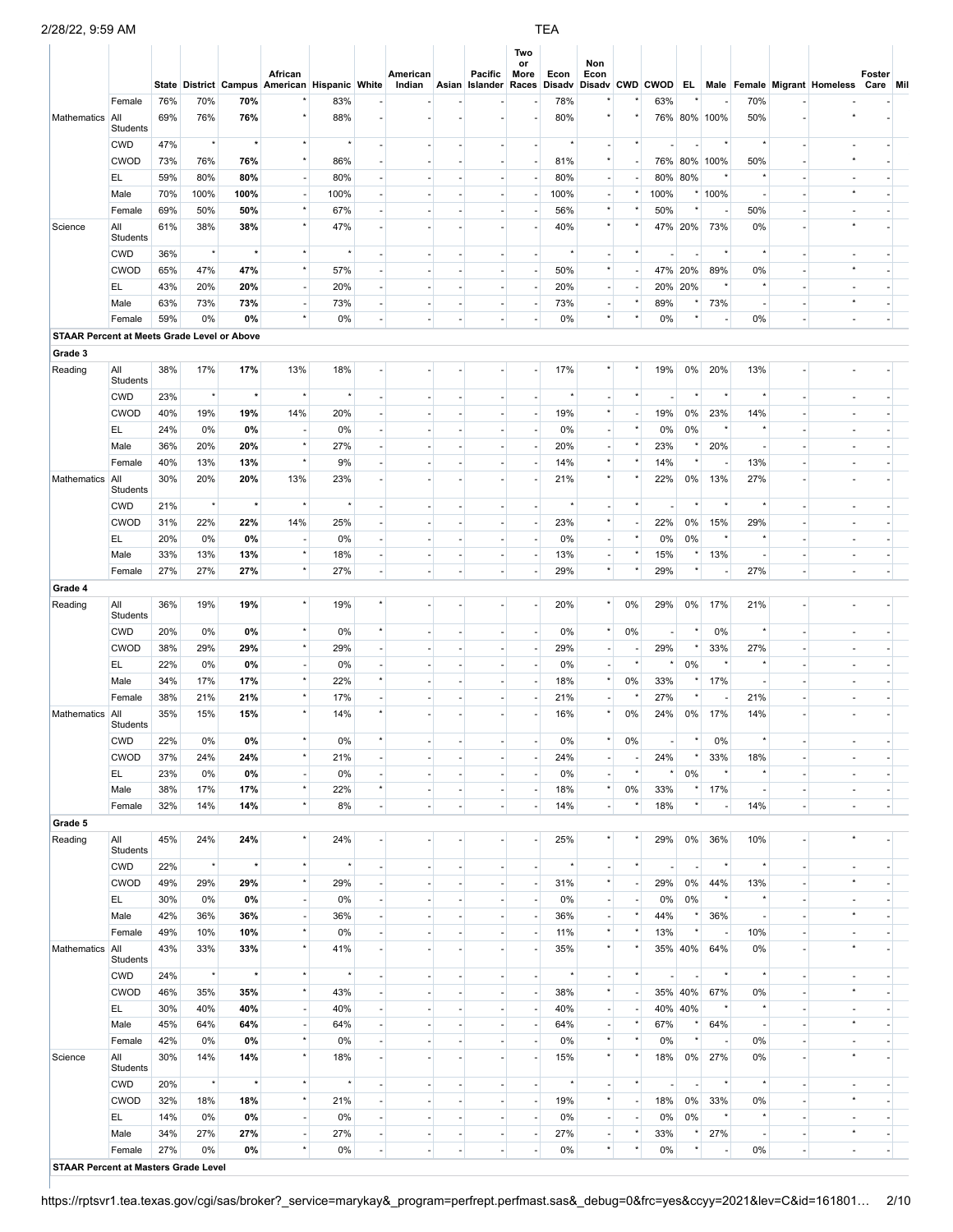| | | State | District | Campus | African American | Hispanic | White | American Indian | Asian | Pacific Islander | Two or More Races | Econ Disadv | Non Econ Disadv | CWD | CWOD | EL | Male | Female | Migrant | Homeless | Foster Care | Mil |
|---|---|---|---|---|---|---|---|---|---|---|---|---|---|---|---|---|---|---|---|---|---|---|
| | Female | 76% | 70% | **70%** | * | 83% | - | - | - | - | - | 78% | * | * | 63% | * | - | 70% | - | - | - | |
| Mathematics | All Students | 69% | 76% | **76%** | * | 88% | - | - | - | - | - | 80% | * | * | 76% | 80% | 100% | 50% | - | * | - | |
| | CWD | 47% | * | * | * | * | - | - | - | - | - | * | - | * | - | - | * | * | - | - | - | |
| | CWOD | 73% | 76% | **76%** | * | 86% | - | - | - | - | - | 81% | * | - | 76% | 80% | 100% | 50% | - | * | - | |
| | EL | 59% | 80% | **80%** | - | 80% | - | - | - | - | - | 80% | - | - | 80% | 80% | * | * | - | - | - | |
| | Male | 70% | 100% | **100%** | - | 100% | - | - | - | - | - | 100% | - | * | 100% | * | 100% | - | - | * | - | |
| | Female | 69% | 50% | **50%** | * | 67% | - | - | - | - | - | 56% | * | * | 50% | * | - | 50% | - | - | - | |
| Science | All Students | 61% | 38% | **38%** | * | 47% | - | - | - | - | - | 40% | * | * | 47% | 20% | 73% | 0% | - | * | - | |
| | CWD | 36% | * | * | * | * | - | - | - | - | - | * | - | * | - | - | * | * | - | - | - | |
| | CWOD | 65% | 47% | **47%** | * | 57% | - | - | - | - | - | 50% | * | - | 47% | 20% | 89% | 0% | - | * | - | |
| | EL | 43% | 20% | **20%** | - | 20% | - | - | - | - | - | 20% | - | - | 20% | 20% | * | * | - | - | - | |
| | Male | 63% | 73% | **73%** | - | 73% | - | - | - | - | - | 73% | - | * | 89% | * | 73% | - | - | * | - | |
| | Female | 59% | 0% | **0%** | * | 0% | - | - | - | - | - | 0% | * | * | 0% | * | - | 0% | - | - | - | |
| **STAAR Percent at Meets Grade Level or Above** | | | | | | | | | | | | | | | | | | | | | | |
| **Grade 3** | | | | | | | | | | | | | | | | | | | | | | |
| Reading | All Students | 38% | 17% | **17%** | 13% | 18% | - | - | - | - | - | 17% | * | * | 19% | 0% | 20% | 13% | - | - | - | |
| | CWD | 23% | * | * | * | * | - | - | - | - | - | * | - | * | - | * | * | * | - | - | - | |
| | CWOD | 40% | 19% | **19%** | 14% | 20% | - | - | - | - | - | 19% | * | - | 19% | 0% | 23% | 14% | - | - | - | |
| | EL | 24% | 0% | **0%** | - | 0% | - | - | - | - | - | 0% | - | * | 0% | 0% | * | * | - | - | - | |
| | Male | 36% | 20% | **20%** | * | 27% | - | - | - | - | - | 20% | - | * | 23% | * | 20% | - | - | - | - | |
| | Female | 40% | 13% | **13%** | * | 9% | - | - | - | - | - | 14% | * | * | 14% | * | - | 13% | - | - | - | |
| Mathematics | All Students | 30% | 20% | **20%** | 13% | 23% | - | - | - | - | - | 21% | * | * | 22% | 0% | 13% | 27% | - | - | - | |
| | CWD | 21% | * | * | * | * | - | - | - | - | - | * | - | * | - | * | * | * | - | - | - | |
| | CWOD | 31% | 22% | **22%** | 14% | 25% | - | - | - | - | - | 23% | * | - | 22% | 0% | 15% | 29% | - | - | - | |
| | EL | 20% | 0% | **0%** | - | 0% | - | - | - | - | - | 0% | - | * | 0% | 0% | * | * | - | - | - | |
| | Male | 33% | 13% | **13%** | * | 18% | - | - | - | - | - | 13% | - | * | 15% | * | 13% | - | - | - | - | |
| | Female | 27% | 27% | **27%** | * | 27% | - | - | - | - | - | 29% | * | * | 29% | * | - | 27% | - | - | - | |
| **Grade 4** | | | | | | | | | | | | | | | | | | | | | | |
| Reading | All Students | 36% | 19% | **19%** | * | 19% | * | - | - | - | - | 20% | * | 0% | 29% | 0% | 17% | 21% | - | - | - | |
| | CWD | 20% | 0% | **0%** | * | 0% | * | - | - | - | - | 0% | * | 0% | - | * | 0% | * | - | - | - | |
| | CWOD | 38% | 29% | **29%** | * | 29% | - | - | - | - | - | 29% | - | - | 29% | * | 33% | 27% | - | - | - | |
| | EL | 22% | 0% | **0%** | - | 0% | - | - | - | - | - | 0% | - | * | * | 0% | * | * | - | - | - | |
| | Male | 34% | 17% | **17%** | * | 22% | * | - | - | - | - | 18% | * | 0% | 33% | * | 17% | - | - | - | - | |
| | Female | 38% | 21% | **21%** | * | 17% | - | - | - | - | - | 21% | - | * | 27% | * | - | 21% | - | - | - | |
| Mathematics | All Students | 35% | 15% | **15%** | * | 14% | * | - | - | - | - | 16% | * | 0% | 24% | 0% | 17% | 14% | - | - | - | |
| | CWD | 22% | 0% | **0%** | * | 0% | * | - | - | - | - | 0% | * | 0% | - | * | 0% | * | - | - | - | |
| | CWOD | 37% | 24% | **24%** | * | 21% | - | - | - | - | - | 24% | - | - | 24% | * | 33% | 18% | - | - | - | |
| | EL | 23% | 0% | **0%** | - | 0% | - | - | - | - | - | 0% | - | * | * | 0% | * | * | - | - | - | |
| | Male | 38% | 17% | **17%** | * | 22% | * | - | - | - | - | 18% | * | 0% | 33% | * | 17% | - | - | - | - | |
| | Female | 32% | 14% | **14%** | * | 8% | - | - | - | - | - | 14% | - | * | 18% | * | - | 14% | - | - | - | |
| **Grade 5** | | | | | | | | | | | | | | | | | | | | | | |
| Reading | All Students | 45% | 24% | **24%** | * | 24% | - | - | - | - | - | 25% | * | * | 29% | 0% | 36% | 10% | - | * | - | |
| | CWD | 22% | * | * | * | * | - | - | - | - | - | * | - | * | - | - | * | * | - | - | - | |
| | CWOD | 49% | 29% | **29%** | * | 29% | - | - | - | - | - | 31% | * | - | 29% | 0% | 44% | 13% | - | * | - | |
| | EL | 30% | 0% | **0%** | - | 0% | - | - | - | - | - | 0% | - | - | 0% | 0% | * | * | - | - | - | |
| | Male | 42% | 36% | **36%** | - | 36% | - | - | - | - | - | 36% | - | * | 44% | * | 36% | - | - | * | - | |
| | Female | 49% | 10% | **10%** | * | 0% | - | - | - | - | - | 11% | * | * | 13% | * | - | 10% | - | - | - | |
| Mathematics | All Students | 43% | 33% | **33%** | * | 41% | - | - | - | - | - | 35% | * | * | 35% | 40% | 64% | 0% | - | * | - | |
| | CWD | 24% | * | * | * | * | - | - | - | - | - | * | - | * | - | - | * | * | - | - | - | |
| | CWOD | 46% | 35% | **35%** | * | 43% | - | - | - | - | - | 38% | * | - | 35% | 40% | 67% | 0% | - | * | - | |
| | EL | 30% | 40% | **40%** | - | 40% | - | - | - | - | - | 40% | - | - | 40% | 40% | * | * | - | - | - | |
| | Male | 45% | 64% | **64%** | - | 64% | - | - | - | - | - | 64% | - | * | 67% | * | 64% | - | - | * | - | |
| | Female | 42% | 0% | **0%** | * | 0% | - | - | - | - | - | 0% | * | * | 0% | * | - | 0% | - | - | - | |
| Science | All Students | 30% | 14% | **14%** | * | 18% | - | - | - | - | - | 15% | * | * | 18% | 0% | 27% | 0% | - | * | - | |
| | CWD | 20% | * | * | * | * | - | - | - | - | - | * | - | * | - | - | * | * | - | - | - | |
| | CWOD | 32% | 18% | **18%** | * | 21% | - | - | - | - | - | 19% | * | - | 18% | 0% | 33% | 0% | - | * | - | |
| | EL | 14% | 0% | **0%** | - | 0% | - | - | - | - | - | 0% | - | - | 0% | 0% | * | * | - | - | - | |
| | Male | 34% | 27% | **27%** | - | 27% | - | - | - | - | - | 27% | - | * | 33% | * | 27% | - | - | * | - | |
| | Female | 27% | 0% | **0%** | * | 0% | - | - | - | - | - | 0% | * | * | 0% | * | - | 0% | - | - | - | |
| **STAAR Percent at Masters Grade Level** | | | | | | | | | | | | | | | | | | | | | | |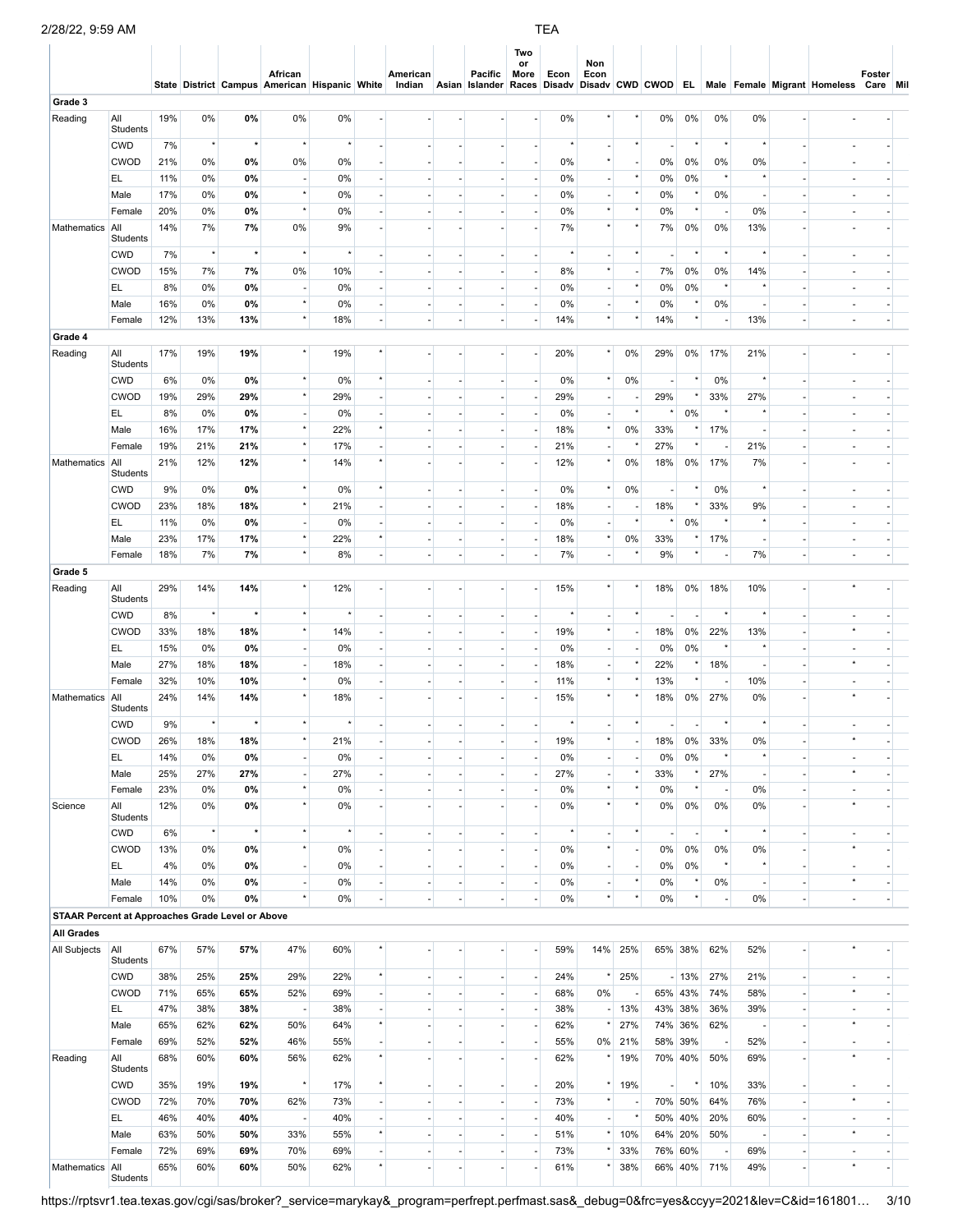| | | State | District | Campus | African American | Hispanic | White | American Indian | Asian | Pacific Islander | Two or More Races | Econ Disadv | Non Econ Disadv | CWD | CWOD | EL | Male | Female | Migrant | Homeless | Foster Care | Mil |
|---|---|---|---|---|---|---|---|---|---|---|---|---|---|---|---|---|---|---|---|---|---|---|
| **Grade 3** | | | | | | | | | | | | | | | | | | | | | | |
| Reading | All Students | 19% | 0% | **0%** | 0% | 0% | - | - | - | - | - | 0% | * | * | 0% | 0% | 0% | 0% | - | - | - | |
| | CWD | 7% | * | * | * | * | - | - | - | - | - | * | - | * | - | * | * | * | - | - | - | |
| | CWOD | 21% | 0% | **0%** | 0% | 0% | - | - | - | - | - | 0% | * | - | 0% | 0% | 0% | 0% | - | - | - | |
| | EL | 11% | 0% | **0%** | - | 0% | - | - | - | - | - | 0% | - | * | 0% | 0% | * | * | - | - | - | |
| | Male | 17% | 0% | **0%** | * | 0% | - | - | - | - | - | 0% | - | * | 0% | * | 0% | - | - | - | - | |
| | Female | 20% | 0% | **0%** | * | 0% | - | - | - | - | - | 0% | * | * | 0% | * | - | 0% | - | - | - | |
| Mathematics | All Students | 14% | 7% | **7%** | 0% | 9% | - | - | - | - | - | 7% | * | * | 7% | 0% | 0% | 13% | - | - | - | |
| | CWD | 7% | * | * | * | * | - | - | - | - | - | * | - | * | - | * | * | * | - | - | - | |
| | CWOD | 15% | 7% | **7%** | 0% | 10% | - | - | - | - | - | 8% | * | - | 7% | 0% | 0% | 14% | - | - | - | |
| | EL | 8% | 0% | **0%** | - | 0% | - | - | - | - | - | 0% | - | * | 0% | 0% | * | * | - | - | - | |
| | Male | 16% | 0% | **0%** | * | 0% | - | - | - | - | - | 0% | - | * | 0% | * | 0% | - | - | - | - | |
| | Female | 12% | 13% | **13%** | * | 18% | - | - | - | - | - | 14% | * | * | 14% | * | - | 13% | - | - | - | |
| **Grade 4** | | | | | | | | | | | | | | | | | | | | | | |
| Reading | All Students | 17% | 19% | **19%** | * | 19% | * | - | - | - | - | 20% | * | 0% | 29% | 0% | 17% | 21% | - | - | - | |
| | CWD | 6% | 0% | **0%** | * | 0% | * | - | - | - | - | 0% | * | 0% | - | * | 0% | * | - | - | - | |
| | CWOD | 19% | 29% | **29%** | * | 29% | - | - | - | - | - | 29% | - | - | 29% | * | 33% | 27% | - | - | - | |
| | EL | 8% | 0% | **0%** | - | 0% | - | - | - | - | - | 0% | - | * | * | 0% | * | * | - | - | - | |
| | Male | 16% | 17% | **17%** | * | 22% | * | - | - | - | - | 18% | * | 0% | 33% | * | 17% | - | - | - | - | |
| | Female | 19% | 21% | **21%** | * | 17% | - | - | - | - | - | 21% | - | * | 27% | * | - | 21% | - | - | - | |
| Mathematics | All Students | 21% | 12% | **12%** | * | 14% | * | - | - | - | - | 12% | * | 0% | 18% | 0% | 17% | 7% | - | - | - | |
| | CWD | 9% | 0% | **0%** | * | 0% | * | - | - | - | - | 0% | * | 0% | - | * | 0% | * | - | - | - | |
| | CWOD | 23% | 18% | **18%** | * | 21% | - | - | - | - | - | 18% | - | - | 18% | * | 33% | 9% | - | - | - | |
| | EL | 11% | 0% | **0%** | - | 0% | - | - | - | - | - | 0% | - | * | * | 0% | * | * | - | - | - | |
| | Male | 23% | 17% | **17%** | * | 22% | * | - | - | - | - | 18% | * | 0% | 33% | * | 17% | - | - | - | - | |
| | Female | 18% | 7% | **7%** | * | 8% | - | - | - | - | - | 7% | - | * | 9% | * | - | 7% | - | - | - | |
| **Grade 5** | | | | | | | | | | | | | | | | | | | | | | |
| Reading | All Students | 29% | 14% | **14%** | * | 12% | - | - | - | - | - | 15% | * | * | 18% | 0% | 18% | 10% | - | * | - | |
| | CWD | 8% | * | * | * | * | - | - | - | - | - | * | - | * | - | - | * | * | - | - | - | |
| | CWOD | 33% | 18% | **18%** | * | 14% | - | - | - | - | - | 19% | * | - | 18% | 0% | 22% | 13% | - | * | - | |
| | EL | 15% | 0% | **0%** | - | 0% | - | - | - | - | - | 0% | - | - | 0% | 0% | * | * | - | - | - | |
| | Male | 27% | 18% | **18%** | - | 18% | - | - | - | - | - | 18% | - | * | 22% | * | 18% | - | - | * | - | |
| | Female | 32% | 10% | **10%** | * | 0% | - | - | - | - | - | 11% | * | * | 13% | * | - | 10% | - | - | - | |
| Mathematics | All Students | 24% | 14% | **14%** | * | 18% | - | - | - | - | - | 15% | * | * | 18% | 0% | 27% | 0% | - | * | - | |
| | CWD | 9% | * | * | * | * | - | - | - | - | - | * | - | * | - | - | * | * | - | - | - | |
| | CWOD | 26% | 18% | **18%** | * | 21% | - | - | - | - | - | 19% | * | - | 18% | 0% | 33% | 0% | - | * | - | |
| | EL | 14% | 0% | **0%** | - | 0% | - | - | - | - | - | 0% | - | - | 0% | 0% | * | * | - | - | - | |
| | Male | 25% | 27% | **27%** | - | 27% | - | - | - | - | - | 27% | - | * | 33% | * | 27% | - | - | * | - | |
| | Female | 23% | 0% | **0%** | * | 0% | - | - | - | - | - | 0% | * | * | 0% | * | - | 0% | - | - | - | |
| Science | All Students | 12% | 0% | **0%** | * | 0% | - | - | - | - | - | 0% | * | * | 0% | 0% | 0% | 0% | - | * | - | |
| | CWD | 6% | * | * | * | * | - | - | - | - | - | * | - | * | - | - | * | * | - | - | - | |
| | CWOD | 13% | 0% | **0%** | * | 0% | - | - | - | - | - | 0% | * | - | 0% | 0% | 0% | 0% | - | * | - | |
| | EL | 4% | 0% | **0%** | - | 0% | - | - | - | - | - | 0% | - | - | 0% | 0% | * | * | - | - | - | |
| | Male | 14% | 0% | **0%** | - | 0% | - | - | - | - | - | 0% | - | * | 0% | * | 0% | - | - | * | - | |
| | Female | 10% | 0% | **0%** | * | 0% | - | - | - | - | - | 0% | * | * | 0% | * | - | 0% | - | - | - | |
| **STAAR Percent at Approaches Grade Level or Above** | | | | | | | | | | | | | | | | | | | | | | |
| **All Grades** | | | | | | | | | | | | | | | | | | | | | | |
| All Subjects | All Students | 67% | 57% | **57%** | 47% | 60% | * | - | - | - | - | 59% | 14% | 25% | 65% | 38% | 62% | 52% | - | * | - | |
| | CWD | 38% | 25% | **25%** | 29% | 22% | * | - | - | - | - | 24% | * | 25% | - | 13% | 27% | 21% | - | - | - | |
| | CWOD | 71% | 65% | **65%** | 52% | 69% | - | - | - | - | - | 68% | 0% | - | 65% | 43% | 74% | 58% | - | * | - | |
| | EL | 47% | 38% | **38%** | - | 38% | - | - | - | - | - | 38% | - | 13% | 43% | 38% | 36% | 39% | - | - | - | |
| | Male | 65% | 62% | **62%** | 50% | 64% | * | - | - | - | - | 62% | * | 27% | 74% | 36% | 62% | - | - | * | - | |
| | Female | 69% | 52% | **52%** | 46% | 55% | - | - | - | - | - | 55% | 0% | 21% | 58% | 39% | - | 52% | - | - | - | |
| Reading | All Students | 68% | 60% | **60%** | 56% | 62% | * | - | - | - | - | 62% | * | 19% | 70% | 40% | 50% | 69% | - | * | - | |
| | CWD | 35% | 19% | **19%** | * | 17% | * | - | - | - | - | 20% | * | 19% | - | * | 10% | 33% | - | - | - | |
| | CWOD | 72% | 70% | **70%** | 62% | 73% | - | - | - | - | - | 73% | * | - | 70% | 50% | 64% | 76% | - | * | - | |
| | EL | 46% | 40% | **40%** | - | 40% | - | - | - | - | - | 40% | - | * | 50% | 40% | 20% | 60% | - | - | - | |
| | Male | 63% | 50% | **50%** | 33% | 55% | * | - | - | - | - | 51% | * | 10% | 64% | 20% | 50% | - | - | * | - | |
| | Female | 72% | 69% | **69%** | 70% | 69% | - | - | - | - | - | 73% | * | 33% | 76% | 60% | - | 69% | - | - | - | |
| Mathematics | All Students | 65% | 60% | **60%** | 50% | 62% | * | - | - | - | - | 61% | * | 38% | 66% | 40% | 71% | 49% | - | * | - | |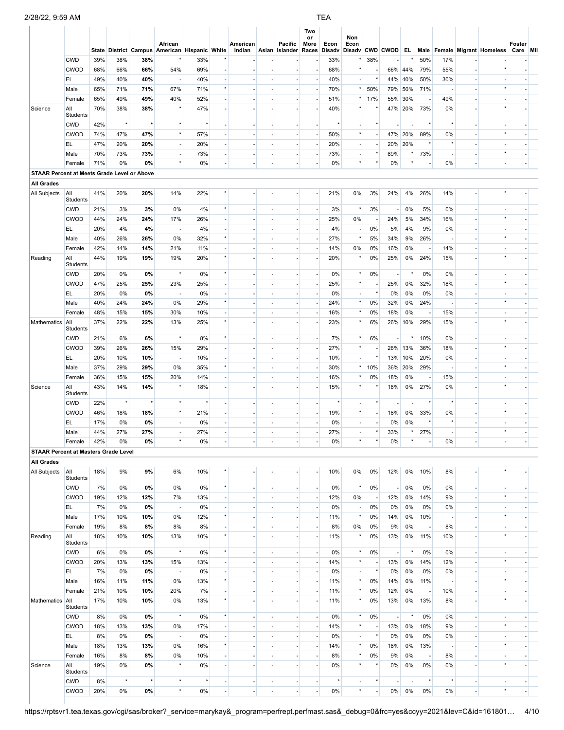| | | State | District | Campus | African American | Hispanic | White | American Indian | Asian | Pacific Islander | Two or More Races | Econ Disadv | Non Econ Disadv | CWD | CWOD | EL | Male | Female | Migrant | Homeless | Foster Care | Mil |
|---|---|---|---|---|---|---|---|---|---|---|---|---|---|---|---|---|---|---|---|---|---|---|
| | CWD | 39% | 38% | **38%** | * | 33% | * | - | - | - | - | 33% | * | 38% | - | * | 50% | 17% | - | - | - | |
| | CWOD | 68% | 66% | **66%** | 54% | 69% | - | - | - | - | - | 68% | * | - | 66% | 44% | 79% | 55% | - | * | - | |
| | EL | 49% | 40% | **40%** | - | 40% | - | - | - | - | - | 40% | - | * | 44% | 40% | 50% | 30% | - | - | - | |
| | Male | 65% | 71% | **71%** | 67% | 71% | * | - | - | - | - | 70% | * | 50% | 79% | 50% | 71% | - | - | * | - | |
| | Female | 65% | 49% | **49%** | 40% | 52% | - | - | - | - | - | 51% | * | 17% | 55% | 30% | - | 49% | - | - | - | |
| Science | All Students | 70% | 38% | **38%** | * | 47% | - | - | - | - | - | 40% | * | * | 47% | 20% | 73% | 0% | - | * | - | |
| | CWD | 42% | * | * | * | * | - | - | - | - | - | * | - | * | - | - | * | * | - | - | - | |
| | CWOD | 74% | 47% | **47%** | * | 57% | - | - | - | - | - | 50% | * | - | 47% | 20% | 89% | 0% | - | * | - | |
| | EL | 47% | 20% | **20%** | - | 20% | - | - | - | - | - | 20% | - | - | 20% | 20% | * | * | - | - | - | |
| | Male | 70% | 73% | **73%** | - | 73% | - | - | - | - | - | 73% | - | * | 89% | * | 73% | - | - | * | - | |
| | Female | 71% | 0% | **0%** | * | 0% | - | - | - | - | - | 0% | * | * | 0% | * | - | 0% | - | - | - | |
| **STAAR Percent at Meets Grade Level or Above** | | | | | | | | | | | | | | | | | | | | | | |
| **All Grades** | | | | | | | | | | | | | | | | | | | | | | |
| All Subjects | All Students | 41% | 20% | **20%** | 14% | 22% | * | - | - | - | - | 21% | 0% | 3% | 24% | 4% | 26% | 14% | - | * | - | |
| | CWD | 21% | 3% | **3%** | 0% | 4% | * | - | - | - | - | 3% | * | 3% | - | 0% | 5% | 0% | - | - | - | |
| | CWOD | 44% | 24% | **24%** | 17% | 26% | - | - | - | - | - | 25% | 0% | - | 24% | 5% | 34% | 16% | - | * | - | |
| | EL | 20% | 4% | **4%** | - | 4% | - | - | - | - | - | 4% | - | 0% | 5% | 4% | 9% | 0% | - | - | - | |
| | Male | 40% | 26% | **26%** | 0% | 32% | * | - | - | - | - | 27% | * | 5% | 34% | 9% | 26% | - | - | * | - | |
| | Female | 42% | 14% | **14%** | 21% | 11% | - | - | - | - | - | 14% | 0% | 0% | 16% | 0% | - | 14% | - | - | - | |
| Reading | All Students | 44% | 19% | **19%** | 19% | 20% | * | - | - | - | - | 20% | * | 0% | 25% | 0% | 24% | 15% | - | * | - | |
| | CWD | 20% | 0% | **0%** | * | 0% | * | - | - | - | - | 0% | * | 0% | - | * | 0% | 0% | - | - | - | |
| | CWOD | 47% | 25% | **25%** | 23% | 25% | - | - | - | - | - | 25% | * | - | 25% | 0% | 32% | 18% | - | * | - | |
| | EL | 20% | 0% | **0%** | - | 0% | - | - | - | - | - | 0% | - | * | 0% | 0% | 0% | 0% | - | - | - | |
| | Male | 40% | 24% | **24%** | 0% | 29% | * | - | - | - | - | 24% | * | 0% | 32% | 0% | 24% | - | - | * | - | |
| | Female | 48% | 15% | **15%** | 30% | 10% | - | - | - | - | - | 16% | * | 0% | 18% | 0% | - | 15% | - | - | - | |
| Mathematics | All Students | 37% | 22% | **22%** | 13% | 25% | * | - | - | - | - | 23% | * | 6% | 26% | 10% | 29% | 15% | - | * | - | |
| | CWD | 21% | 6% | **6%** | * | 8% | * | - | - | - | - | 7% | * | 6% | - | * | 10% | 0% | - | - | - | |
| | CWOD | 39% | 26% | **26%** | 15% | 29% | - | - | - | - | - | 27% | * | - | 26% | 13% | 36% | 18% | - | * | - | |
| | EL | 20% | 10% | **10%** | - | 10% | - | - | - | - | - | 10% | - | * | 13% | 10% | 20% | 0% | - | - | - | |
| | Male | 37% | 29% | **29%** | 0% | 35% | * | - | - | - | - | 30% | * | 10% | 36% | 20% | 29% | - | - | * | - | |
| | Female | 36% | 15% | **15%** | 20% | 14% | - | - | - | - | - | 16% | * | 0% | 18% | 0% | - | 15% | - | - | - | |
| Science | All Students | 43% | 14% | **14%** | * | 18% | - | - | - | - | - | 15% | * | * | 18% | 0% | 27% | 0% | - | * | - | |
| | CWD | 22% | * | * | * | * | - | - | - | - | - | * | - | * | - | - | * | * | - | - | - | |
| | CWOD | 46% | 18% | **18%** | * | 21% | - | - | - | - | - | 19% | * | - | 18% | 0% | 33% | 0% | - | * | - | |
| | EL | 17% | 0% | **0%** | - | 0% | - | - | - | - | - | 0% | - | - | 0% | 0% | * | * | - | - | - | |
| | Male | 44% | 27% | **27%** | - | 27% | - | - | - | - | - | 27% | - | * | 33% | * | 27% | - | - | * | - | |
| | Female | 42% | 0% | **0%** | * | 0% | - | - | - | - | - | 0% | * | * | 0% | * | - | 0% | - | - | - | |
| **STAAR Percent at Masters Grade Level** | | | | | | | | | | | | | | | | | | | | | | |
| **All Grades** | | | | | | | | | | | | | | | | | | | | | | |
| All Subjects | All Students | 18% | 9% | **9%** | 6% | 10% | * | - | - | - | - | 10% | 0% | 0% | 12% | 0% | 10% | 8% | - | * | - | |
| | CWD | 7% | 0% | **0%** | 0% | 0% | * | - | - | - | - | 0% | * | 0% | - | 0% | 0% | 0% | - | - | - | |
| | CWOD | 19% | 12% | **12%** | 7% | 13% | - | - | - | - | - | 12% | 0% | - | 12% | 0% | 14% | 9% | - | * | - | |
| | EL | 7% | 0% | **0%** | - | 0% | - | - | - | - | - | 0% | - | 0% | 0% | 0% | 0% | 0% | - | - | - | |
| | Male | 17% | 10% | **10%** | 0% | 12% | * | - | - | - | - | 11% | * | 0% | 14% | 0% | 10% | - | - | * | - | |
| | Female | 19% | 8% | **8%** | 8% | 8% | - | - | - | - | - | 8% | 0% | 0% | 9% | 0% | - | 8% | - | - | - | |
| Reading | All Students | 18% | 10% | **10%** | 13% | 10% | * | - | - | - | - | 11% | * | 0% | 13% | 0% | 11% | 10% | - | * | - | |
| | CWD | 6% | 0% | **0%** | * | 0% | * | - | - | - | - | 0% | * | 0% | - | * | 0% | 0% | - | - | - | |
| | CWOD | 20% | 13% | **13%** | 15% | 13% | - | - | - | - | - | 14% | * | - | 13% | 0% | 14% | 12% | - | * | - | |
| | EL | 7% | 0% | **0%** | - | 0% | - | - | - | - | - | 0% | - | * | 0% | 0% | 0% | 0% | - | - | - | |
| | Male | 16% | 11% | **11%** | 0% | 13% | * | - | - | - | - | 11% | * | 0% | 14% | 0% | 11% | - | - | * | - | |
| | Female | 21% | 10% | **10%** | 20% | 7% | - | - | - | - | - | 11% | * | 0% | 12% | 0% | - | 10% | - | - | - | |
| Mathematics | All Students | 17% | 10% | **10%** | 0% | 13% | * | - | - | - | - | 11% | * | 0% | 13% | 0% | 13% | 8% | - | * | - | |
| | CWD | 8% | 0% | **0%** | * | 0% | * | - | - | - | - | 0% | * | 0% | - | * | 0% | 0% | - | - | - | |
| | CWOD | 18% | 13% | **13%** | 0% | 17% | - | - | - | - | - | 14% | * | - | 13% | 0% | 18% | 9% | - | * | - | |
| | EL | 8% | 0% | **0%** | - | 0% | - | - | - | - | - | 0% | - | * | 0% | 0% | 0% | 0% | - | - | - | |
| | Male | 18% | 13% | **13%** | 0% | 16% | * | - | - | - | - | 14% | * | 0% | 18% | 0% | 13% | - | - | * | - | |
| | Female | 16% | 8% | **8%** | 0% | 10% | - | - | - | - | - | 8% | * | 0% | 9% | 0% | - | 8% | - | - | - | |
| Science | All Students | 19% | 0% | **0%** | * | 0% | - | - | - | - | - | 0% | * | * | 0% | 0% | 0% | 0% | - | * | - | |
| | CWD | 8% | * | * | * | * | - | - | - | - | - | * | - | * | - | - | * | * | - | - | - | |
| | CWOD | 20% | 0% | **0%** | * | 0% | - | - | - | - | - | 0% | * | - | 0% | 0% | 0% | 0% | - | * | - | |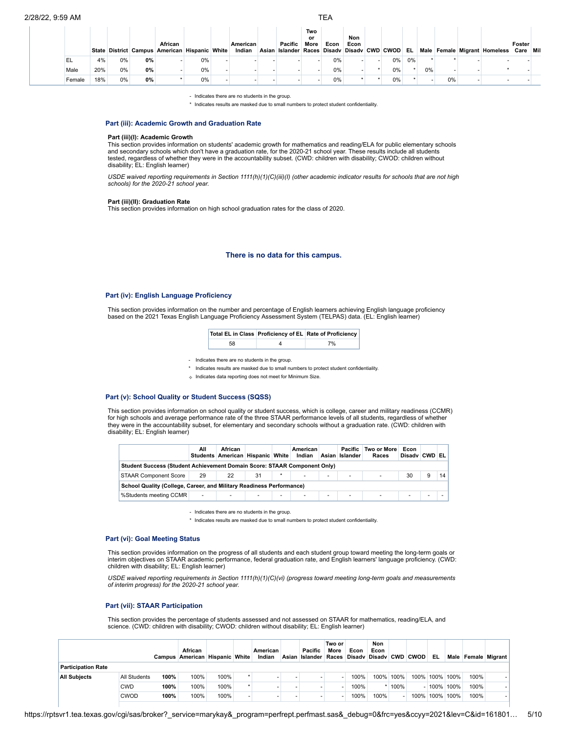| | State | District | Campus | African American | Hispanic | White | American Indian | Asian | Pacific Islander | Two or More Races | Econ Disadv | Non Econ Disadv | CWD | CWOD | EL | Male | Female | Migrant | Homeless | Foster Care | Mil |
|---|---|---|---|---|---|---|---|---|---|---|---|---|---|---|---|---|---|---|---|---|---|
| EL | 4% | 0% | **0%** | - | 0% | - | - | - | - | - | 0% | - | - | 0% | 0% | * | * | - | - | - | |
| Male | 20% | 0% | **0%** | - | 0% | - | - | - | - | - | 0% | - | * | 0% | * | 0% | - | - | * | - | |
| Female | 18% | 0% | **0%** | * | 0% | - | - | - | - | - | 0% | * | * | 0% | * | - | 0% | - | - | - | |

- Indicates there are no students in the group.

\* Indicates results are masked due to small numbers to protect student confidentiality.

### Part (iii): Academic Growth and Graduation Rate

**Part (iii)(I): Academic Growth**

This section provides information on students' academic growth for mathematics and reading/ELA for public elementary schools and secondary schools which don't have a graduation rate, for the 2020-21 school year. These results include all students tested, regardless of whether they were in the accountability subset. (CWD: children with disability; CWOD: children without disability; EL: English learner)

*USDE waived reporting requirements in Section 1111(h)(1)(C)(iii)(I) (other academic indicator results for schools that are not high schools) for the 2020-21 school year.*

**Part (iii)(II): Graduation Rate**

This section provides information on high school graduation rates for the class of 2020.

**There is no data for this campus.**

### Part (iv): English Language Proficiency

This section provides information on the number and percentage of English learners achieving English language proficiency based on the 2021 Texas English Language Proficiency Assessment System (TELPAS) data. (EL: English learner)

| Total EL in Class | Proficiency of EL | Rate of Proficiency |
|---|---|---|
| 58 | 4 | 7% |

- Indicates there are no students in the group.

\* Indicates results are masked due to small numbers to protect student confidentiality.

⟡ Indicates data reporting does not meet for Minimum Size.

### Part (v): School Quality or Student Success (SQSS)

This section provides information on school quality or student success, which is college, career and military readiness (CCMR) for high schools and average performance rate of the three STAAR performance levels of all students, regardless of whether they were in the accountability subset, for elementary and secondary schools without a graduation rate. (CWD: children with disability; EL: English learner)

| | All Students | African American | Hispanic | White | American Indian | Asian | Pacific Islander | Two or More Races | Econ Disadv | CWD | EL |
|---|---|---|---|---|---|---|---|---|---|---|---|
| **Student Success (Student Achievement Domain Score: STAAR Component Only)** | | | | | | | | | | | |
| STAAR Component Score | 29 | 22 | 31 | * | - | - | - | - | 30 | 9 | 14 |
| **School Quality (College, Career, and Military Readiness Performance)** | | | | | | | | | | | |
| %Students meeting CCMR | - | - | - | - | - | - | - | - | - | - | - |

- Indicates there are no students in the group.

\* Indicates results are masked due to small numbers to protect student confidentiality.

### Part (vi): Goal Meeting Status

This section provides information on the progress of all students and each student group toward meeting the long-term goals or interim objectives on STAAR academic performance, federal graduation rate, and English learners' language proficiency. (CWD: children with disability; EL: English learner)

*USDE waived reporting requirements in Section 1111(h)(1)(C)(vi) (progress toward meeting long-term goals and measurements of interim progress) for the 2020-21 school year.*

### Part (vii): STAAR Participation

This section provides the percentage of students assessed and not assessed on STAAR for mathematics, reading/ELA, and science. (CWD: children with disability; CWOD: children without disability; EL: English learner)

| | | Campus | African American | Hispanic | White | American Indian | Asian | Pacific Islander | Two or More Races | Econ Disadv | Non Econ Disadv | CWD | CWOD | EL | Male | Female | Migrant |
|---|---|---|---|---|---|---|---|---|---|---|---|---|---|---|---|---|---|
| **Participation Rate** | | | | | | | | | | | | | | | | | |
| **All Subjects** | All Students | **100%** | 100% | 100% | * | - | - | - | - | 100% | 100% | 100% | 100% | 100% | 100% | 100% | - |
| | CWD | **100%** | 100% | 100% | * | - | - | - | - | 100% | * | 100% | - | 100% | 100% | 100% | - |
| | CWOD | **100%** | 100% | 100% | - | - | - | - | - | 100% | 100% | - | 100% | 100% | 100% | 100% | - |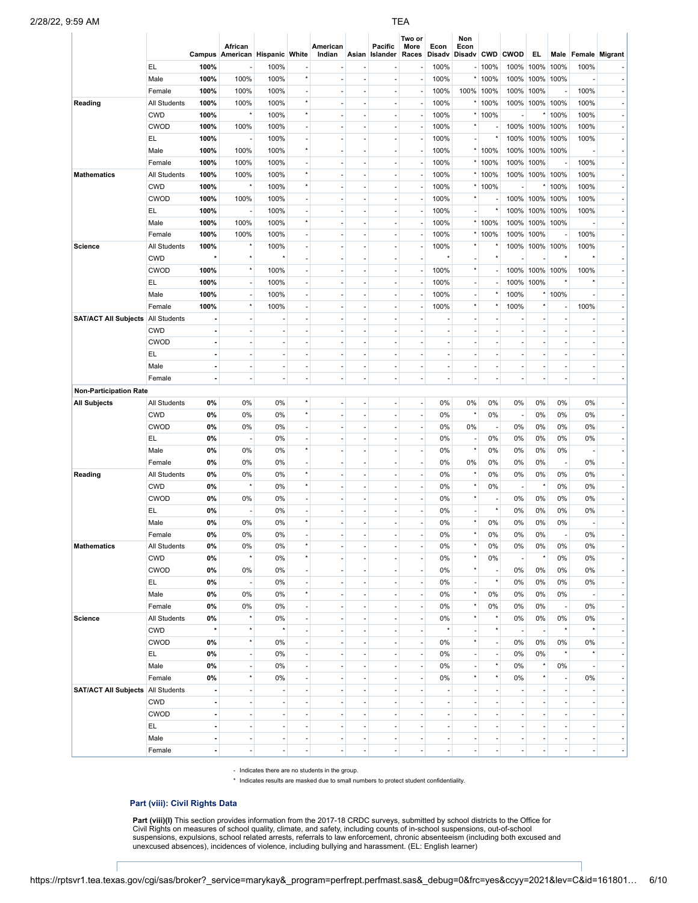| | | Campus | African American | Hispanic | White | American Indian | Asian | Pacific Islander | Two or More Races | Econ Disadv | Non Econ Disadv | CWD | CWOD | EL | Male | Female | Migrant |
|---|---|---|---|---|---|---|---|---|---|---|---|---|---|---|---|---|---|
| | EL | **100%** | - | 100% | - | - | - | - | - | 100% | - | 100% | 100% | 100% | 100% | 100% | - |
| | Male | **100%** | 100% | 100% | * | - | - | - | - | 100% | * | 100% | 100% | 100% | 100% | - | - |
| | Female | **100%** | 100% | 100% | - | - | - | - | - | 100% | 100% | 100% | 100% | 100% | - | 100% | - |
| **Reading** | All Students | **100%** | 100% | 100% | * | - | - | - | - | 100% | * | 100% | 100% | 100% | 100% | 100% | - |
| | CWD | **100%** | * | 100% | * | - | - | - | - | 100% | * | 100% | - | * | 100% | 100% | - |
| | CWOD | **100%** | 100% | 100% | - | - | - | - | - | 100% | * | - | 100% | 100% | 100% | 100% | - |
| | EL | **100%** | - | 100% | - | - | - | - | - | 100% | - | * | 100% | 100% | 100% | 100% | - |
| | Male | **100%** | 100% | 100% | * | - | - | - | - | 100% | * | 100% | 100% | 100% | 100% | - | - |
| | Female | **100%** | 100% | 100% | - | - | - | - | - | 100% | * | 100% | 100% | 100% | - | 100% | - |
| **Mathematics** | All Students | **100%** | 100% | 100% | * | - | - | - | - | 100% | * | 100% | 100% | 100% | 100% | 100% | - |
| | CWD | **100%** | * | 100% | * | - | - | - | - | 100% | * | 100% | - | * | 100% | 100% | - |
| | CWOD | **100%** | 100% | 100% | - | - | - | - | - | 100% | * | - | 100% | 100% | 100% | 100% | - |
| | EL | **100%** | - | 100% | - | - | - | - | - | 100% | - | * | 100% | 100% | 100% | 100% | - |
| | Male | **100%** | 100% | 100% | * | - | - | - | - | 100% | * | 100% | 100% | 100% | 100% | - | - |
| | Female | **100%** | 100% | 100% | - | - | - | - | - | 100% | * | 100% | 100% | 100% | - | 100% | - |
| **Science** | All Students | **100%** | * | 100% | - | - | - | - | - | 100% | * | * | 100% | 100% | 100% | 100% | - |
| | CWD | * | * | * | - | - | - | - | - | * | - | * | - | - | * | * | - |
| | CWOD | **100%** | * | 100% | - | - | - | - | - | 100% | * | - | 100% | 100% | 100% | 100% | - |
| | EL | **100%** | - | 100% | - | - | - | - | - | 100% | - | - | 100% | 100% | * | * | - |
| | Male | **100%** | - | 100% | - | - | - | - | - | 100% | - | * | 100% | * | 100% | - | - |
| | Female | **100%** | * | 100% | - | - | - | - | - | 100% | * | * | 100% | * | - | 100% | - |
| **SAT/ACT All Subjects** | All Students | **-** | - | - | - | - | - | - | - | - | - | - | - | - | - | - | - |
| | CWD | **-** | - | - | - | - | - | - | - | - | - | - | - | - | - | - | - |
| | CWOD | **-** | - | - | - | - | - | - | - | - | - | - | - | - | - | - | - |
| | EL | **-** | - | - | - | - | - | - | - | - | - | - | - | - | - | - | - |
| | Male | **-** | - | - | - | - | - | - | - | - | - | - | - | - | - | - | - |
| | Female | **-** | - | - | - | - | - | - | - | - | - | - | - | - | - | - | - |
| **Non-Participation Rate** | | | | | | | | | | | | | | | | | |
| **All Subjects** | All Students | **0%** | 0% | 0% | * | - | - | - | - | 0% | 0% | 0% | 0% | 0% | 0% | 0% | - |
| | CWD | **0%** | 0% | 0% | * | - | - | - | - | 0% | * | 0% | - | 0% | 0% | 0% | - |
| | CWOD | **0%** | 0% | 0% | - | - | - | - | - | 0% | 0% | - | 0% | 0% | 0% | 0% | - |
| | EL | **0%** | - | 0% | - | - | - | - | - | 0% | - | 0% | 0% | 0% | 0% | 0% | - |
| | Male | **0%** | 0% | 0% | * | - | - | - | - | 0% | * | 0% | 0% | 0% | 0% | - | - |
| | Female | **0%** | 0% | 0% | - | - | - | - | - | 0% | 0% | 0% | 0% | 0% | - | 0% | - |
| **Reading** | All Students | **0%** | 0% | 0% | * | - | - | - | - | 0% | * | 0% | 0% | 0% | 0% | 0% | - |
| | CWD | **0%** | * | 0% | * | - | - | - | - | 0% | * | 0% | - | * | 0% | 0% | - |
| | CWOD | **0%** | 0% | 0% | - | - | - | - | - | 0% | * | - | 0% | 0% | 0% | 0% | - |
| | EL | **0%** | - | 0% | - | - | - | - | - | 0% | - | * | 0% | 0% | 0% | 0% | - |
| | Male | **0%** | 0% | 0% | * | - | - | - | - | 0% | * | 0% | 0% | 0% | 0% | - | - |
| | Female | **0%** | 0% | 0% | - | - | - | - | - | 0% | * | 0% | 0% | 0% | - | 0% | - |
| **Mathematics** | All Students | **0%** | 0% | 0% | * | - | - | - | - | 0% | * | 0% | 0% | 0% | 0% | 0% | - |
| | CWD | **0%** | * | 0% | * | - | - | - | - | 0% | * | 0% | - | * | 0% | 0% | - |
| | CWOD | **0%** | 0% | 0% | - | - | - | - | - | 0% | * | - | 0% | 0% | 0% | 0% | - |
| | EL | **0%** | - | 0% | - | - | - | - | - | 0% | - | * | 0% | 0% | 0% | 0% | - |
| | Male | **0%** | 0% | 0% | * | - | - | - | - | 0% | * | 0% | 0% | 0% | 0% | - | - |
| | Female | **0%** | 0% | 0% | - | - | - | - | - | 0% | * | 0% | 0% | 0% | - | 0% | - |
| **Science** | All Students | **0%** | * | 0% | - | - | - | - | - | 0% | * | * | 0% | 0% | 0% | 0% | - |
| | CWD | * | * | * | - | - | - | - | - | * | - | * | - | - | * | * | - |
| | CWOD | **0%** | * | 0% | - | - | - | - | - | 0% | * | - | 0% | 0% | 0% | 0% | - |
| | EL | **0%** | - | 0% | - | - | - | - | - | 0% | - | - | 0% | 0% | * | * | - |
| | Male | **0%** | - | 0% | - | - | - | - | - | 0% | - | * | 0% | * | 0% | - | - |
| | Female | **0%** | * | 0% | - | - | - | - | - | 0% | * | * | 0% | * | - | 0% | - |
| **SAT/ACT All Subjects** | All Students | **-** | - | - | - | - | - | - | - | - | - | - | - | - | - | - | - |
| | CWD | **-** | - | - | - | - | - | - | - | - | - | - | - | - | - | - | - |
| | CWOD | **-** | - | - | - | - | - | - | - | - | - | - | - | - | - | - | - |
| | EL | **-** | - | - | - | - | - | - | - | - | - | - | - | - | - | - | - |
| | Male | **-** | - | - | - | - | - | - | - | - | - | - | - | - | - | - | - |
| | Female | **-** | - | - | - | - | - | - | - | - | - | - | - | - | - | - | - |

- Indicates there are no students in the group.

* Indicates results are masked due to small numbers to protect student confidentiality.

### Part (viii): Civil Rights Data

**Part (viii)(I)** This section provides information from the 2017-18 CRDC surveys, submitted by school districts to the Office for Civil Rights on measures of school quality, climate, and safety, including counts of in-school suspensions, out-of-school suspensions, expulsions, school related arrests, referrals to law enforcement, chronic absenteeism (including both excused and unexcused absences), incidences of violence, including bullying and harassment. (EL: English learner)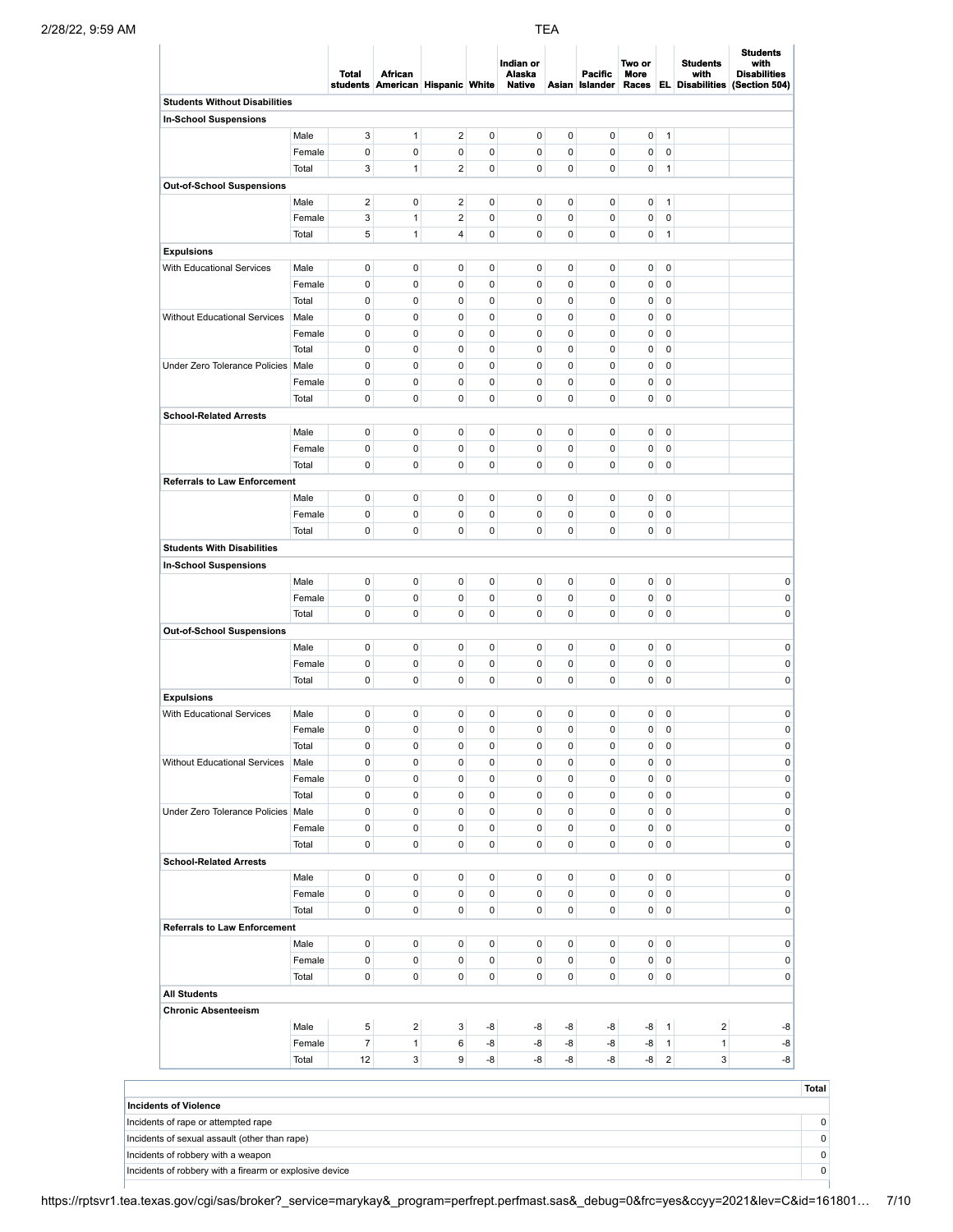| | | Total students | African American | Hispanic | White | Indian or Alaska Native | Asian | Pacific Islander | Two or More Races | EL | Students with Disabilities | Students with Disabilities (Section 504) |
|---|---|---|---|---|---|---|---|---|---|---|---|---|
| **Students Without Disabilities** | | | | | | | | | | | | |
| **In-School Suspensions** | | | | | | | | | | | | |
| | Male | 3 | 1 | 2 | 0 | 0 | 0 | 0 | 0 | 1 | | |
| | Female | 0 | 0 | 0 | 0 | 0 | 0 | 0 | 0 | 0 | | |
| | Total | 3 | 1 | 2 | 0 | 0 | 0 | 0 | 0 | 1 | | |
| **Out-of-School Suspensions** | | | | | | | | | | | | |
| | Male | 2 | 0 | 2 | 0 | 0 | 0 | 0 | 0 | 1 | | |
| | Female | 3 | 1 | 2 | 0 | 0 | 0 | 0 | 0 | 0 | | |
| | Total | 5 | 1 | 4 | 0 | 0 | 0 | 0 | 0 | 1 | | |
| **Expulsions** | | | | | | | | | | | | |
| With Educational Services | Male | 0 | 0 | 0 | 0 | 0 | 0 | 0 | 0 | 0 | | |
| | Female | 0 | 0 | 0 | 0 | 0 | 0 | 0 | 0 | 0 | | |
| | Total | 0 | 0 | 0 | 0 | 0 | 0 | 0 | 0 | 0 | | |
| Without Educational Services | Male | 0 | 0 | 0 | 0 | 0 | 0 | 0 | 0 | 0 | | |
| | Female | 0 | 0 | 0 | 0 | 0 | 0 | 0 | 0 | 0 | | |
| | Total | 0 | 0 | 0 | 0 | 0 | 0 | 0 | 0 | 0 | | |
| Under Zero Tolerance Policies | Male | 0 | 0 | 0 | 0 | 0 | 0 | 0 | 0 | 0 | | |
| | Female | 0 | 0 | 0 | 0 | 0 | 0 | 0 | 0 | 0 | | |
| | Total | 0 | 0 | 0 | 0 | 0 | 0 | 0 | 0 | 0 | | |
| **School-Related Arrests** | | | | | | | | | | | | |
| | Male | 0 | 0 | 0 | 0 | 0 | 0 | 0 | 0 | 0 | | |
| | Female | 0 | 0 | 0 | 0 | 0 | 0 | 0 | 0 | 0 | | |
| | Total | 0 | 0 | 0 | 0 | 0 | 0 | 0 | 0 | 0 | | |
| **Referrals to Law Enforcement** | | | | | | | | | | | | |
| | Male | 0 | 0 | 0 | 0 | 0 | 0 | 0 | 0 | 0 | | |
| | Female | 0 | 0 | 0 | 0 | 0 | 0 | 0 | 0 | 0 | | |
| | Total | 0 | 0 | 0 | 0 | 0 | 0 | 0 | 0 | 0 | | |
| **Students With Disabilities** | | | | | | | | | | | | |
| **In-School Suspensions** | | | | | | | | | | | | |
| | Male | 0 | 0 | 0 | 0 | 0 | 0 | 0 | 0 | 0 | | 0 |
| | Female | 0 | 0 | 0 | 0 | 0 | 0 | 0 | 0 | 0 | | 0 |
| | Total | 0 | 0 | 0 | 0 | 0 | 0 | 0 | 0 | 0 | | 0 |
| **Out-of-School Suspensions** | | | | | | | | | | | | |
| | Male | 0 | 0 | 0 | 0 | 0 | 0 | 0 | 0 | 0 | | 0 |
| | Female | 0 | 0 | 0 | 0 | 0 | 0 | 0 | 0 | 0 | | 0 |
| | Total | 0 | 0 | 0 | 0 | 0 | 0 | 0 | 0 | 0 | | 0 |
| **Expulsions** | | | | | | | | | | | | |
| With Educational Services | Male | 0 | 0 | 0 | 0 | 0 | 0 | 0 | 0 | 0 | | 0 |
| | Female | 0 | 0 | 0 | 0 | 0 | 0 | 0 | 0 | 0 | | 0 |
| | Total | 0 | 0 | 0 | 0 | 0 | 0 | 0 | 0 | 0 | | 0 |
| Without Educational Services | Male | 0 | 0 | 0 | 0 | 0 | 0 | 0 | 0 | 0 | | 0 |
| | Female | 0 | 0 | 0 | 0 | 0 | 0 | 0 | 0 | 0 | | 0 |
| | Total | 0 | 0 | 0 | 0 | 0 | 0 | 0 | 0 | 0 | | 0 |
| Under Zero Tolerance Policies | Male | 0 | 0 | 0 | 0 | 0 | 0 | 0 | 0 | 0 | | 0 |
| | Female | 0 | 0 | 0 | 0 | 0 | 0 | 0 | 0 | 0 | | 0 |
| | Total | 0 | 0 | 0 | 0 | 0 | 0 | 0 | 0 | 0 | | 0 |
| **School-Related Arrests** | | | | | | | | | | | | |
| | Male | 0 | 0 | 0 | 0 | 0 | 0 | 0 | 0 | 0 | | 0 |
| | Female | 0 | 0 | 0 | 0 | 0 | 0 | 0 | 0 | 0 | | 0 |
| | Total | 0 | 0 | 0 | 0 | 0 | 0 | 0 | 0 | 0 | | 0 |
| **Referrals to Law Enforcement** | | | | | | | | | | | | |
| | Male | 0 | 0 | 0 | 0 | 0 | 0 | 0 | 0 | 0 | | 0 |
| | Female | 0 | 0 | 0 | 0 | 0 | 0 | 0 | 0 | 0 | | 0 |
| | Total | 0 | 0 | 0 | 0 | 0 | 0 | 0 | 0 | 0 | | 0 |
| **All Students** | | | | | | | | | | | | |
| **Chronic Absenteeism** | | | | | | | | | | | | |
| | Male | 5 | 2 | 3 | -8 | -8 | -8 | -8 | -8 | 1 | 2 | -8 |
| | Female | 7 | 1 | 6 | -8 | -8 | -8 | -8 | -8 | 1 | 1 | -8 |
| | Total | 12 | 3 | 9 | -8 | -8 | -8 | -8 | -8 | 2 | 3 | -8 |

| | Total |
|---|---|
| **Incidents of Violence** | |
| Incidents of rape or attempted rape | 0 |
| Incidents of sexual assault (other than rape) | 0 |
| Incidents of robbery with a weapon | 0 |
| Incidents of robbery with a firearm or explosive device | 0 |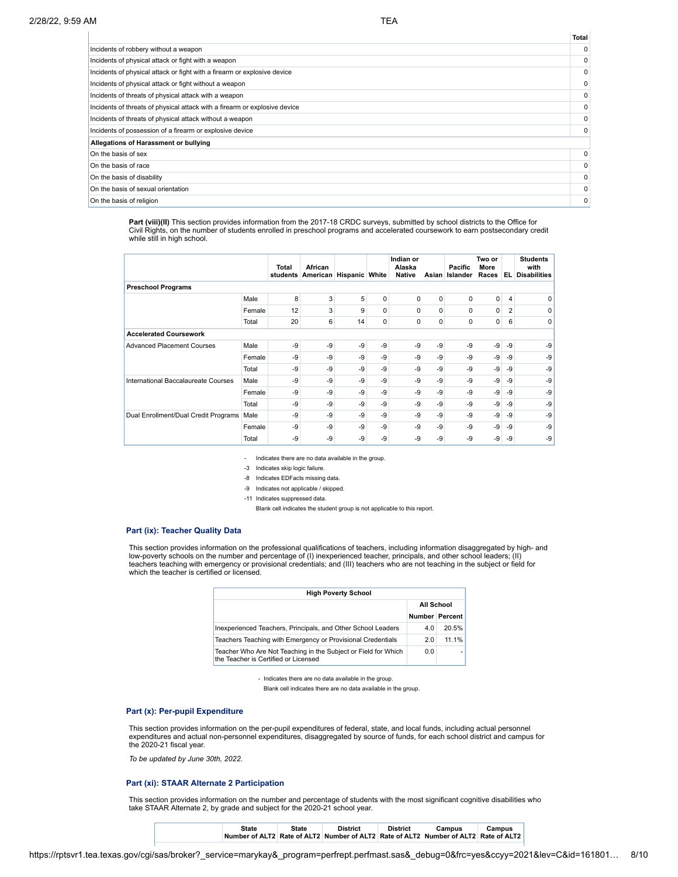| | Total |
|---|---|
| Incidents of robbery without a weapon | 0 |
| Incidents of physical attack or fight with a weapon | 0 |
| Incidents of physical attack or fight with a firearm or explosive device | 0 |
| Incidents of physical attack or fight without a weapon | 0 |
| Incidents of threats of physical attack with a weapon | 0 |
| Incidents of threats of physical attack with a firearm or explosive device | 0 |
| Incidents of threats of physical attack without a weapon | 0 |
| Incidents of possession of a firearm or explosive device | 0 |
| **Allegations of Harassment or bullying** | |
| On the basis of sex | 0 |
| On the basis of race | 0 |
| On the basis of disability | 0 |
| On the basis of sexual orientation | 0 |
| On the basis of religion | 0 |

**Part (viii)(II)** This section provides information from the 2017-18 CRDC surveys, submitted by school districts to the Office for Civil Rights, on the number of students enrolled in preschool programs and accelerated coursework to earn postsecondary credit while still in high school.

| | | Total students | African American | Hispanic | White | Indian or Alaska Native | Asian | Pacific Islander | Two or More Races | EL | Students with Disabilities |
|---|---|---|---|---|---|---|---|---|---|---|---|
| **Preschool Programs** | | | | | | | | | | | |
| | Male | 8 | 3 | 5 | 0 | 0 | 0 | 0 | 0 | 4 | 0 |
| | Female | 12 | 3 | 9 | 0 | 0 | 0 | 0 | 0 | 2 | 0 |
| | Total | 20 | 6 | 14 | 0 | 0 | 0 | 0 | 0 | 6 | 0 |
| **Accelerated Coursework** | | | | | | | | | | | |
| Advanced Placement Courses | Male | -9 | -9 | -9 | -9 | -9 | -9 | -9 | -9 | -9 | -9 |
| | Female | -9 | -9 | -9 | -9 | -9 | -9 | -9 | -9 | -9 | -9 |
| | Total | -9 | -9 | -9 | -9 | -9 | -9 | -9 | -9 | -9 | -9 |
| International Baccalaureate Courses | Male | -9 | -9 | -9 | -9 | -9 | -9 | -9 | -9 | -9 | -9 |
| | Female | -9 | -9 | -9 | -9 | -9 | -9 | -9 | -9 | -9 | -9 |
| | Total | -9 | -9 | -9 | -9 | -9 | -9 | -9 | -9 | -9 | -9 |
| Dual Enrollment/Dual Credit Programs | Male | -9 | -9 | -9 | -9 | -9 | -9 | -9 | -9 | -9 | -9 |
| | Female | -9 | -9 | -9 | -9 | -9 | -9 | -9 | -9 | -9 | -9 |
| | Total | -9 | -9 | -9 | -9 | -9 | -9 | -9 | -9 | -9 | -9 |

- \- Indicates there are no data available in the group.
- -3 Indicates skip logic failure.
- -8 Indicates EDFacts missing data.
- -9 Indicates not applicable / skipped.
- -11 Indicates suppressed data.

Blank cell indicates the student group is not applicable to this report.

### Part (ix): Teacher Quality Data

This section provides information on the professional qualifications of teachers, including information disaggregated by high- and low-poverty schools on the number and percentage of (I) inexperienced teacher, principals, and other school leaders; (II) teachers teaching with emergency or provisional credentials; and (III) teachers who are not teaching in the subject or field for which the teacher is certified or licensed.

| High Poverty School | All School | |
|---|---|---|
| | Number | Percent |
| Inexperienced Teachers, Principals, and Other School Leaders | 4.0 | 20.5% |
| Teachers Teaching with Emergency or Provisional Credentials | 2.0 | 11.1% |
| Teacher Who Are Not Teaching in the Subject or Field for Which the Teacher is Certified or Licensed | 0.0 | - |

- Indicates there are no data available in the group.

Blank cell indicates there are no data available in the group.

### Part (x): Per-pupil Expenditure

This section provides information on the per-pupil expenditures of federal, state, and local funds, including actual personnel expenditures and actual non-personnel expenditures, disaggregated by source of funds, for each school district and campus for the 2020-21 fiscal year.

*To be updated by June 30th, 2022.*

### Part (xi): STAAR Alternate 2 Participation

This section provides information on the number and percentage of students with the most significant cognitive disabilities who take STAAR Alternate 2, by grade and subject for the 2020-21 school year.

| | State Number of ALT2 | State Rate of ALT2 | District Number of ALT2 | District Rate of ALT2 | Campus Number of ALT2 | Campus Rate of ALT2 |
|---|---|---|---|---|---|---|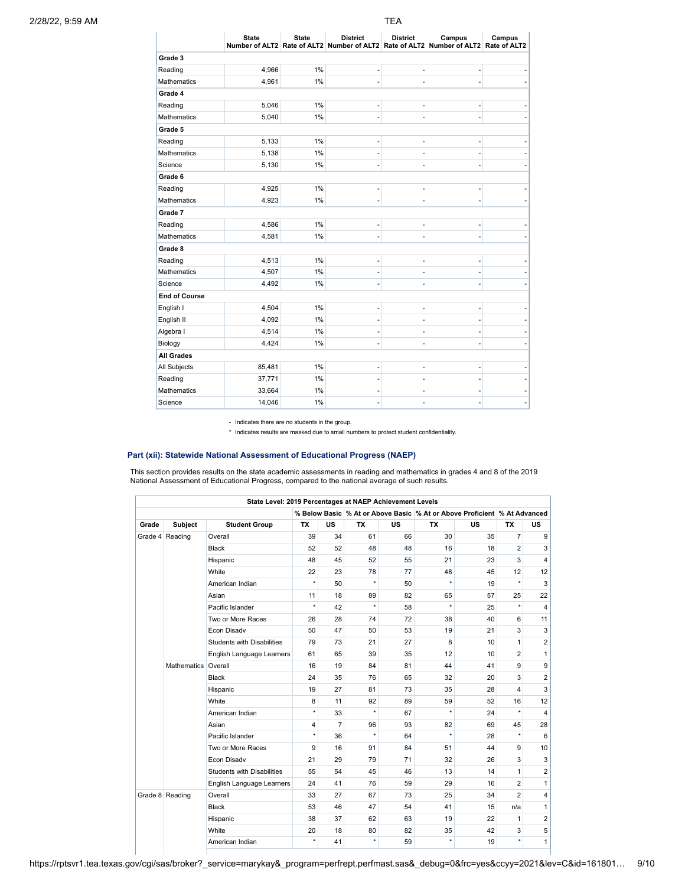| | State Number of ALT2 | State Rate of ALT2 | District Number of ALT2 | District Rate of ALT2 | Campus Number of ALT2 | Campus Rate of ALT2 |
|---|---|---|---|---|---|---|
| **Grade 3** | | | | | | |
| Reading | 4,966 | 1% | - | - | - | - |
| Mathematics | 4,961 | 1% | - | - | - | - |
| **Grade 4** | | | | | | |
| Reading | 5,046 | 1% | - | - | - | - |
| Mathematics | 5,040 | 1% | - | - | - | - |
| **Grade 5** | | | | | | |
| Reading | 5,133 | 1% | - | - | - | - |
| Mathematics | 5,138 | 1% | - | - | - | - |
| Science | 5,130 | 1% | - | - | - | - |
| **Grade 6** | | | | | | |
| Reading | 4,925 | 1% | - | - | - | - |
| Mathematics | 4,923 | 1% | - | - | - | - |
| **Grade 7** | | | | | | |
| Reading | 4,586 | 1% | - | - | - | - |
| Mathematics | 4,581 | 1% | - | - | - | - |
| **Grade 8** | | | | | | |
| Reading | 4,513 | 1% | - | - | - | - |
| Mathematics | 4,507 | 1% | - | - | - | - |
| Science | 4,492 | 1% | - | - | - | - |
| **End of Course** | | | | | | |
| English I | 4,504 | 1% | - | - | - | - |
| English II | 4,092 | 1% | - | - | - | - |
| Algebra I | 4,514 | 1% | - | - | - | - |
| Biology | 4,424 | 1% | - | - | - | - |
| **All Grades** | | | | | | |
| All Subjects | 85,481 | 1% | - | - | - | - |
| Reading | 37,771 | 1% | - | - | - | - |
| Mathematics | 33,664 | 1% | - | - | - | - |
| Science | 14,046 | 1% | - | - | - | - |

- Indicates there are no students in the group.

\* Indicates results are masked due to small numbers to protect student confidentiality.

### Part (xii): Statewide National Assessment of Educational Progress (NAEP)

This section provides results on the state academic assessments in reading and mathematics in grades 4 and 8 of the 2019 National Assessment of Educational Progress, compared to the national average of such results.

| State Level: 2019 Percentages at NAEP Achievement Levels | | | | | | | | | | | |
|---|---|---|---|---|---|---|---|---|---|---|---|
| | | | % Below Basic | | % At or Above Basic | | % At or Above Proficient | | % At Advanced | |
| Grade | Subject | Student Group | TX | US | TX | US | TX | US | TX | US |
| Grade 4 | Reading | Overall | 39 | 34 | 61 | 66 | 30 | 35 | 7 | 9 |
| | | Black | 52 | 52 | 48 | 48 | 16 | 18 | 2 | 3 |
| | | Hispanic | 48 | 45 | 52 | 55 | 21 | 23 | 3 | 4 |
| | | White | 22 | 23 | 78 | 77 | 48 | 45 | 12 | 12 |
| | | American Indian | * | 50 | * | 50 | * | 19 | * | 3 |
| | | Asian | 11 | 18 | 89 | 82 | 65 | 57 | 25 | 22 |
| | | Pacific Islander | * | 42 | * | 58 | * | 25 | * | 4 |
| | | Two or More Races | 26 | 28 | 74 | 72 | 38 | 40 | 6 | 11 |
| | | Econ Disadv | 50 | 47 | 50 | 53 | 19 | 21 | 3 | 3 |
| | | Students with Disabilities | 79 | 73 | 21 | 27 | 8 | 10 | 1 | 2 |
| | | English Language Learners | 61 | 65 | 39 | 35 | 12 | 10 | 2 | 1 |
| | Mathematics | Overall | 16 | 19 | 84 | 81 | 44 | 41 | 9 | 9 |
| | | Black | 24 | 35 | 76 | 65 | 32 | 20 | 3 | 2 |
| | | Hispanic | 19 | 27 | 81 | 73 | 35 | 28 | 4 | 3 |
| | | White | 8 | 11 | 92 | 89 | 59 | 52 | 16 | 12 |
| | | American Indian | * | 33 | * | 67 | * | 24 | * | 4 |
| | | Asian | 4 | 7 | 96 | 93 | 82 | 69 | 45 | 28 |
| | | Pacific Islander | * | 36 | * | 64 | * | 28 | * | 6 |
| | | Two or More Races | 9 | 16 | 91 | 84 | 51 | 44 | 9 | 10 |
| | | Econ Disadv | 21 | 29 | 79 | 71 | 32 | 26 | 3 | 3 |
| | | Students with Disabilities | 55 | 54 | 45 | 46 | 13 | 14 | 1 | 2 |
| | | English Language Learners | 24 | 41 | 76 | 59 | 29 | 16 | 2 | 1 |
| Grade 8 | Reading | Overall | 33 | 27 | 67 | 73 | 25 | 34 | 2 | 4 |
| | | Black | 53 | 46 | 47 | 54 | 41 | 15 | n/a | 1 |
| | | Hispanic | 38 | 37 | 62 | 63 | 19 | 22 | 1 | 2 |
| | | White | 20 | 18 | 80 | 82 | 35 | 42 | 3 | 5 |
| | | American Indian | * | 41 | * | 59 | * | 19 | * | 1 |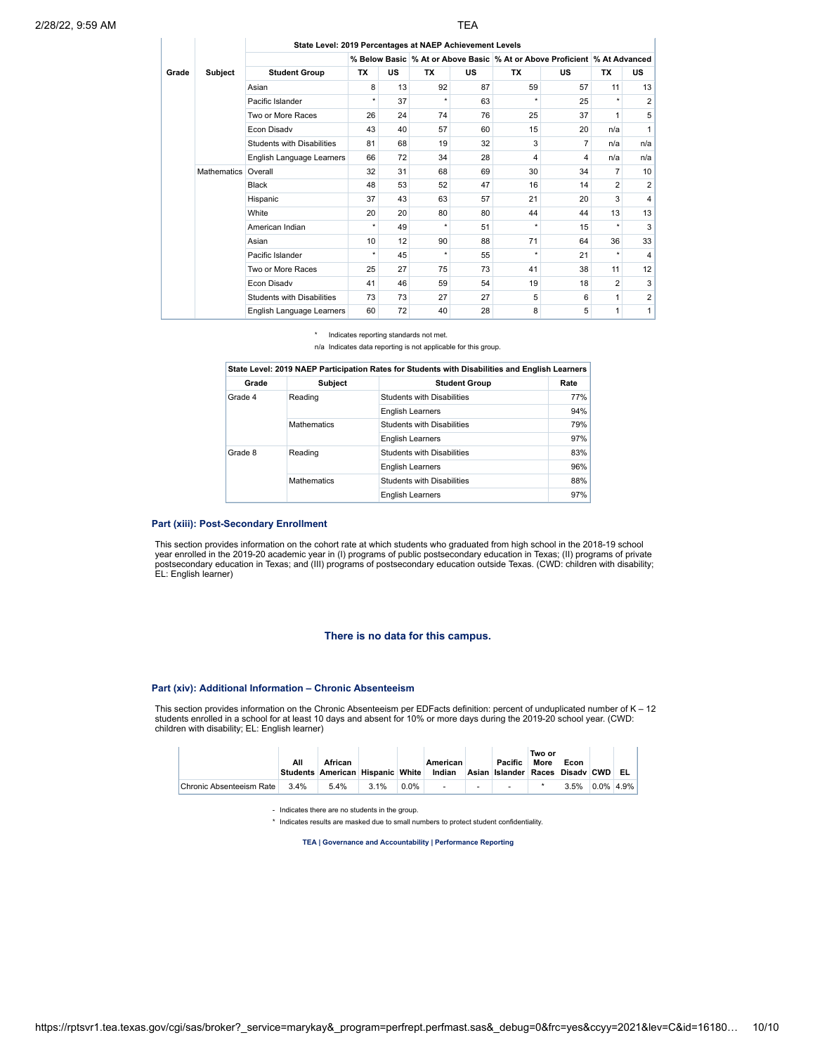| Grade | Subject | Student Group | % Below Basic | | % At or Above Basic | | % At or Above Proficient | | % At Advanced | |
|---|---|---|---|---|---|---|---|---|---|---|
| | | | TX | US | TX | US | TX | US | TX | US |
| | | Asian | 8 | 13 | 92 | 87 | 59 | 57 | 11 | 13 |
| | | Pacific Islander | * | 37 | * | 63 | * | 25 | * | 2 |
| | | Two or More Races | 26 | 24 | 74 | 76 | 25 | 37 | 1 | 5 |
| | | Econ Disadv | 43 | 40 | 57 | 60 | 15 | 20 | n/a | 1 |
| | | Students with Disabilities | 81 | 68 | 19 | 32 | 3 | 7 | n/a | n/a |
| | | English Language Learners | 66 | 72 | 34 | 28 | 4 | 4 | n/a | n/a |
| | Mathematics | Overall | 32 | 31 | 68 | 69 | 30 | 34 | 7 | 10 |
| | | Black | 48 | 53 | 52 | 47 | 16 | 14 | 2 | 2 |
| | | Hispanic | 37 | 43 | 63 | 57 | 21 | 20 | 3 | 4 |
| | | White | 20 | 20 | 80 | 80 | 44 | 44 | 13 | 13 |
| | | American Indian | * | 49 | * | 51 | * | 15 | * | 3 |
| | | Asian | 10 | 12 | 90 | 88 | 71 | 64 | 36 | 33 |
| | | Pacific Islander | * | 45 | * | 55 | * | 21 | * | 4 |
| | | Two or More Races | 25 | 27 | 75 | 73 | 41 | 38 | 11 | 12 |
| | | Econ Disadv | 41 | 46 | 59 | 54 | 19 | 18 | 2 | 3 |
| | | Students with Disabilities | 73 | 73 | 27 | 27 | 5 | 6 | 1 | 2 |
| | | English Language Learners | 60 | 72 | 40 | 28 | 8 | 5 | 1 | 1 |

State Level: 2019 Percentages at NAEP Achievement Levels

\* Indicates reporting standards not met.

n/a Indicates data reporting is not applicable for this group.

**State Level: 2019 NAEP Participation Rates for Students with Disabilities and English Learners**

| Grade | Subject | Student Group | Rate |
|---|---|---|---|
| Grade 4 | Reading | Students with Disabilities | 77% |
| | | English Learners | 94% |
| | Mathematics | Students with Disabilities | 79% |
| | | English Learners | 97% |
| Grade 8 | Reading | Students with Disabilities | 83% |
| | | English Learners | 96% |
| | Mathematics | Students with Disabilities | 88% |
| | | English Learners | 97% |

### Part (xiii): Post-Secondary Enrollment

This section provides information on the cohort rate at which students who graduated from high school in the 2018-19 school year enrolled in the 2019-20 academic year in (I) programs of public postsecondary education in Texas; (II) programs of private postsecondary education in Texas; and (III) programs of postsecondary education outside Texas. (CWD: children with disability; EL: English learner)

**There is no data for this campus.**

### Part (xiv): Additional Information – Chronic Absenteeism

This section provides information on the Chronic Absenteeism per EDFacts definition: percent of unduplicated number of K – 12 students enrolled in a school for at least 10 days and absent for 10% or more days during the 2019-20 school year. (CWD: children with disability; EL: English learner)

| | All Students | African American | Hispanic | White | American Indian | Asian | Pacific Islander | Two or More Races | Econ Disadv | CWD | EL |
|---|---|---|---|---|---|---|---|---|---|---|---|
| Chronic Absenteeism Rate | 3.4% | 5.4% | 3.1% | 0.0% | - | - | - | * | 3.5% | 0.0% | 4.9% |

\- Indicates there are no students in the group.

\* Indicates results are masked due to small numbers to protect student confidentiality.

TEA | Governance and Accountability | Performance Reporting